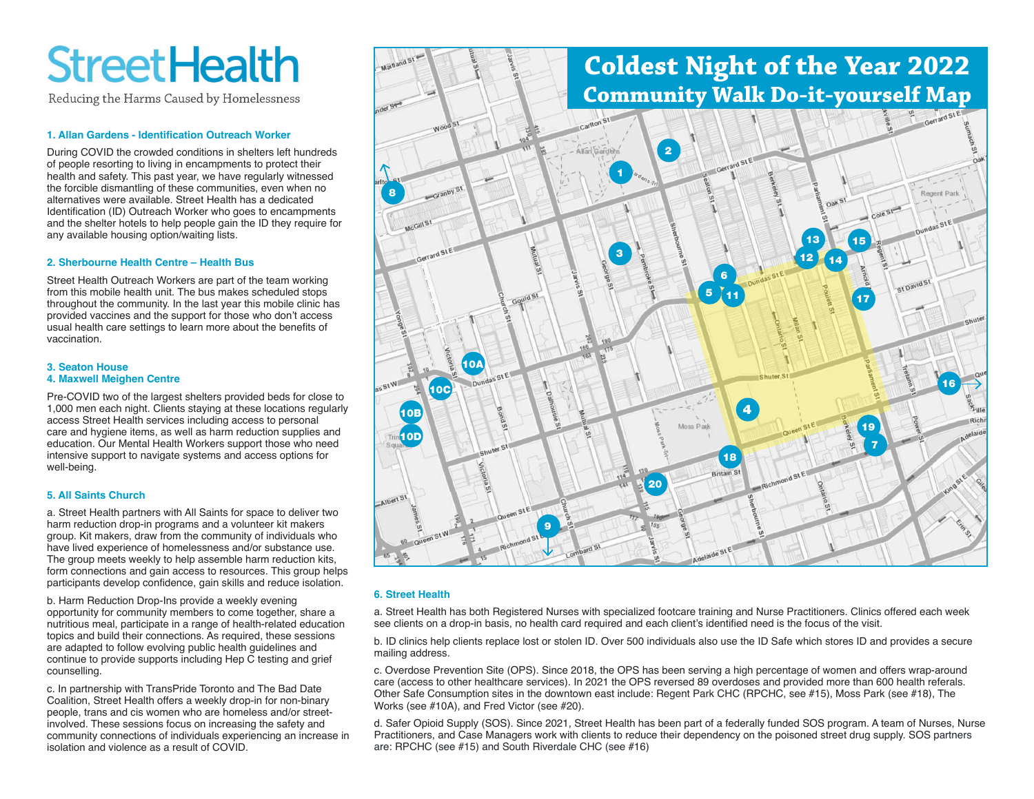# StreetHealth

Reducing the Harms Caused by Homelessness

## Coldest Night of the Year 2022

## Community Walk Do-it-yourself Map

### 1. Allan Gardens - Identification Outreach Worker

During COVID the crowded conditions in shelters left hundreds of people resorting to living in encampments to protect their health and safety. This past year, we have regularly witnessed the forcible dismantling of these communities, even when no alternatives were available. Street Health has a dedicated Identification (ID) Outreach Worker who goes to encampments and the shelter hotels to help people gain the ID they require for any available housing option/waiting lists.

### 2. Sherbourne Health Centre – Health Bus

Street Health Outreach Workers are part of the team working from this mobile health unit. The bus makes scheduled stops throughout the community. In the last year this mobile clinic has provided vaccines and the support for those who don't access usual health care settings to learn more about the benefits of vaccination.

### 3. Seaton House
### 4. Maxwell Meighen Centre

Pre-COVID two of the largest shelters provided beds for close to 1,000 men each night. Clients staying at these locations regularly access Street Health services including access to personal care and hygiene items, as well as harm reduction supplies and education. Our Mental Health Workers support those who need intensive support to navigate systems and access options for well-being.

### 5. All Saints Church

a. Street Health partners with All Saints for space to deliver two harm reduction drop-in programs and a volunteer kit makers group. Kit makers, draw from the community of individuals who have lived experience of homelessness and/or substance use. The group meets weekly to help assemble harm reduction kits, form connections and gain access to resources. This group helps participants develop confidence, gain skills and reduce isolation.

b. Harm Reduction Drop-Ins provide a weekly evening opportunity for community members to come together, share a nutritious meal, participate in a range of health-related education topics and build their connections. As required, these sessions are adapted to follow evolving public health guidelines and continue to provide supports including Hep C testing and grief counselling.

c. In partnership with TransPride Toronto and The Bad Date Coalition, Street Health offers a weekly drop-in for non-binary people, trans and cis women who are homeless and/or street-involved. These sessions focus on increasing the safety and community connections of individuals experiencing an increase in isolation and violence as a result of COVID.

### 6. Street Health

a. Street Health has both Registered Nurses with specialized footcare training and Nurse Practitioners. Clinics offered each week see clients on a drop-in basis, no health card required and each client's identified need is the focus of the visit.

b. ID clinics help clients replace lost or stolen ID. Over 500 individuals also use the ID Safe which stores ID and provides a secure mailing address.

c. Overdose Prevention Site (OPS). Since 2018, the OPS has been serving a high percentage of women and offers wrap-around care (access to other healthcare services). In 2021 the OPS reversed 89 overdoses and provided more than 600 health referals. Other Safe Consumption sites in the downtown east include: Regent Park CHC (RPCHC, see #15), Moss Park (see #18), The Works (see #10A), and Fred Victor (see #20).

d. Safer Opioid Supply (SOS). Since 2021, Street Health has been part of a federally funded SOS program. A team of Nurses, Nurse Practitioners, and Case Managers work with clients to reduce their dependency on the poisoned street drug supply. SOS partners are: RPCHC (see #15) and South Riverdale CHC (see #16)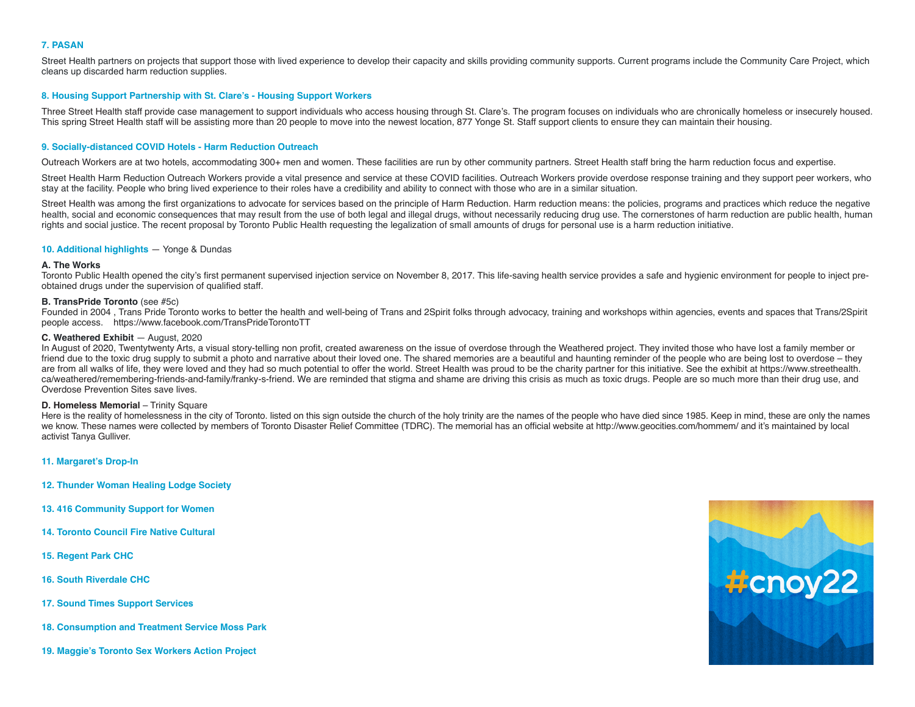### 7. PASAN

Street Health partners on projects that support those with lived experience to develop their capacity and skills providing community supports. Current programs include the Community Care Project, which cleans up discarded harm reduction supplies.

### 8. Housing Support Partnership with St. Clare's - Housing Support Workers

Three Street Health staff provide case management to support individuals who access housing through St. Clare's. The program focuses on individuals who are chronically homeless or insecurely housed. This spring Street Health staff will be assisting more than 20 people to move into the newest location, 877 Yonge St. Staff support clients to ensure they can maintain their housing.

### 9. Socially-distanced COVID Hotels - Harm Reduction Outreach

Outreach Workers are at two hotels, accommodating 300+ men and women. These facilities are run by other community partners. Street Health staff bring the harm reduction focus and expertise.

Street Health Harm Reduction Outreach Workers provide a vital presence and service at these COVID facilities. Outreach Workers provide overdose response training and they support peer workers, who stay at the facility. People who bring lived experience to their roles have a credibility and ability to connect with those who are in a similar situation.

Street Health was among the first organizations to advocate for services based on the principle of Harm Reduction. Harm reduction means: the policies, programs and practices which reduce the negative health, social and economic consequences that may result from the use of both legal and illegal drugs, without necessarily reducing drug use. The cornerstones of harm reduction are public health, human rights and social justice. The recent proposal by Toronto Public Health requesting the legalization of small amounts of drugs for personal use is a harm reduction initiative.

### 10. Additional highlights — Yonge & Dundas

**A. The Works**
Toronto Public Health opened the city's first permanent supervised injection service on November 8, 2017. This life-saving health service provides a safe and hygienic environment for people to inject pre-obtained drugs under the supervision of qualified staff.

**B. TransPride Toronto** (see #5c)
Founded in 2004 , Trans Pride Toronto works to better the health and well-being of Trans and 2Spirit folks through advocacy, training and workshops within agencies, events and spaces that Trans/2Spirit people access. https://www.facebook.com/TransPrideTorontoTT

**C. Weathered Exhibit** — August, 2020
In August of 2020, Twentytwenty Arts, a visual story-telling non profit, created awareness on the issue of overdose through the Weathered project. They invited those who have lost a family member or friend due to the toxic drug supply to submit a photo and narrative about their loved one. The shared memories are a beautiful and haunting reminder of the people who are being lost to overdose – they are from all walks of life, they were loved and they had so much potential to offer the world. Street Health was proud to be the charity partner for this initiative. See the exhibit at https://www.streethealth.ca/weathered/remembering-friends-and-family/franky-s-friend. We are reminded that stigma and shame are driving this crisis as much as toxic drugs. People are so much more than their drug use, and Overdose Prevention Sites save lives.

**D. Homeless Memorial** – Trinity Square
Here is the reality of homelessness in the city of Toronto. listed on this sign outside the church of the holy trinity are the names of the people who have died since 1985. Keep in mind, these are only the names we know. These names were collected by members of Toronto Disaster Relief Committee (TDRC). The memorial has an official website at http://www.geocities.com/hommem/ and it's maintained by local activist Tanya Gulliver.

### 11. Margaret's Drop-In

### 12. Thunder Woman Healing Lodge Society

### 13. 416 Community Support for Women

### 14. Toronto Council Fire Native Cultural

### 15. Regent Park CHC

### 16. South Riverdale CHC

### 17. Sound Times Support Services

### 18. Consumption and Treatment Service Moss Park

### 19. Maggie's Toronto Sex Workers Action Project

#cnoy22